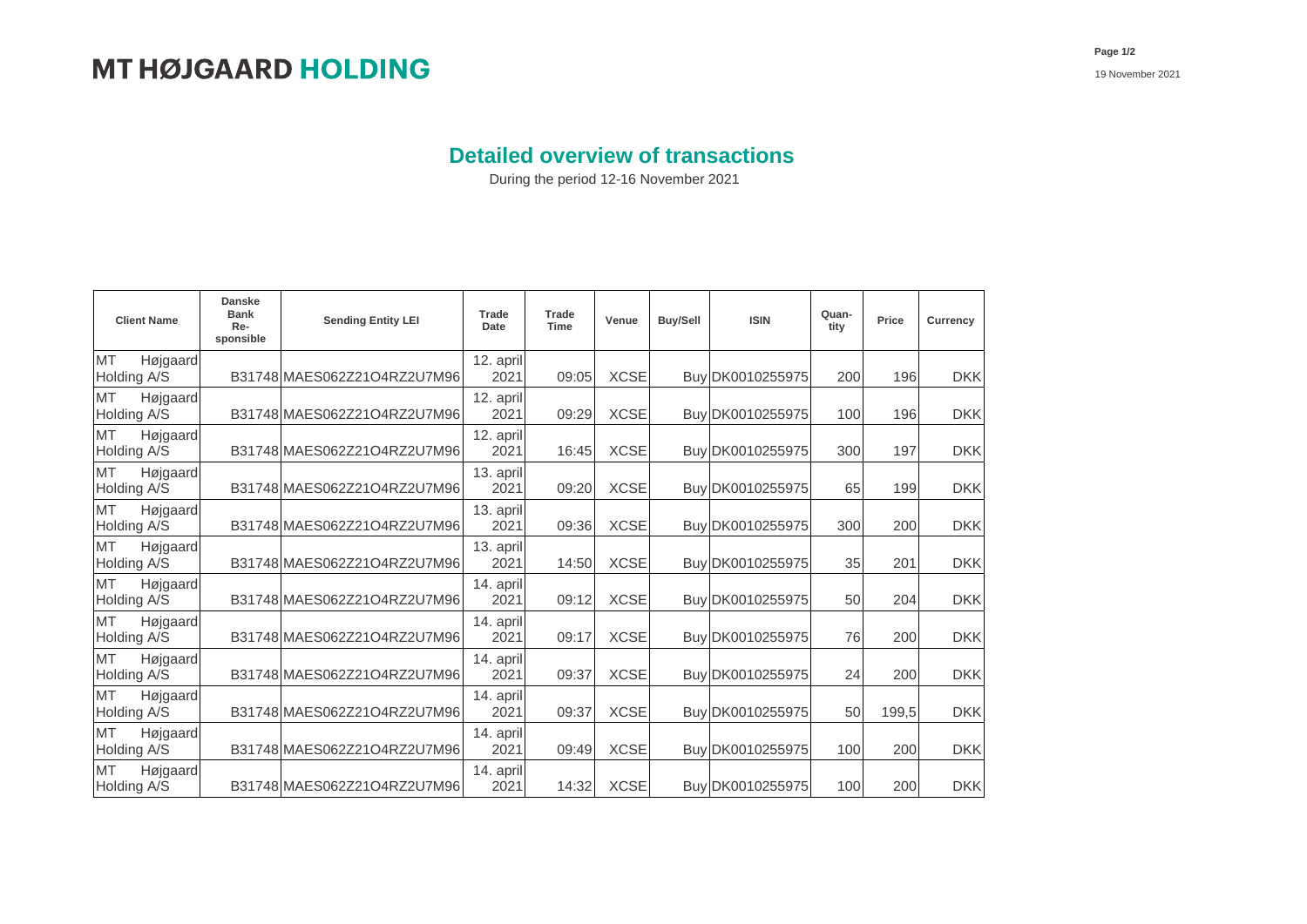# MT HØJGAARD HOLDING

19 November 2021

## Detailed overview of transactions

During the period 12-16 November 2021

| Client Name | Danske Bank Re-sponsible | Sending Entity LEI | Trade Date | Trade Time | Venue | Buy/Sell | ISIN | Quan-tity | Price | Currency |
|---|---|---|---|---|---|---|---|---|---|---|
| MT Højgaard Holding A/S | B31748 | MAES062Z21O4RZ2U7M96 | 12. april 2021 | 09:05 | XCSE | Buy | DK0010255975 | 200 | 196 | DKK |
| MT Højgaard Holding A/S | B31748 | MAES062Z21O4RZ2U7M96 | 12. april 2021 | 09:29 | XCSE | Buy | DK0010255975 | 100 | 196 | DKK |
| MT Højgaard Holding A/S | B31748 | MAES062Z21O4RZ2U7M96 | 12. april 2021 | 16:45 | XCSE | Buy | DK0010255975 | 300 | 197 | DKK |
| MT Højgaard Holding A/S | B31748 | MAES062Z21O4RZ2U7M96 | 13. april 2021 | 09:20 | XCSE | Buy | DK0010255975 | 65 | 199 | DKK |
| MT Højgaard Holding A/S | B31748 | MAES062Z21O4RZ2U7M96 | 13. april 2021 | 09:36 | XCSE | Buy | DK0010255975 | 300 | 200 | DKK |
| MT Højgaard Holding A/S | B31748 | MAES062Z21O4RZ2U7M96 | 13. april 2021 | 14:50 | XCSE | Buy | DK0010255975 | 35 | 201 | DKK |
| MT Højgaard Holding A/S | B31748 | MAES062Z21O4RZ2U7M96 | 14. april 2021 | 09:12 | XCSE | Buy | DK0010255975 | 50 | 204 | DKK |
| MT Højgaard Holding A/S | B31748 | MAES062Z21O4RZ2U7M96 | 14. april 2021 | 09:17 | XCSE | Buy | DK0010255975 | 76 | 200 | DKK |
| MT Højgaard Holding A/S | B31748 | MAES062Z21O4RZ2U7M96 | 14. april 2021 | 09:37 | XCSE | Buy | DK0010255975 | 24 | 200 | DKK |
| MT Højgaard Holding A/S | B31748 | MAES062Z21O4RZ2U7M96 | 14. april 2021 | 09:37 | XCSE | Buy | DK0010255975 | 50 | 199,5 | DKK |
| MT Højgaard Holding A/S | B31748 | MAES062Z21O4RZ2U7M96 | 14. april 2021 | 09:49 | XCSE | Buy | DK0010255975 | 100 | 200 | DKK |
| MT Højgaard Holding A/S | B31748 | MAES062Z21O4RZ2U7M96 | 14. april 2021 | 14:32 | XCSE | Buy | DK0010255975 | 100 | 200 | DKK |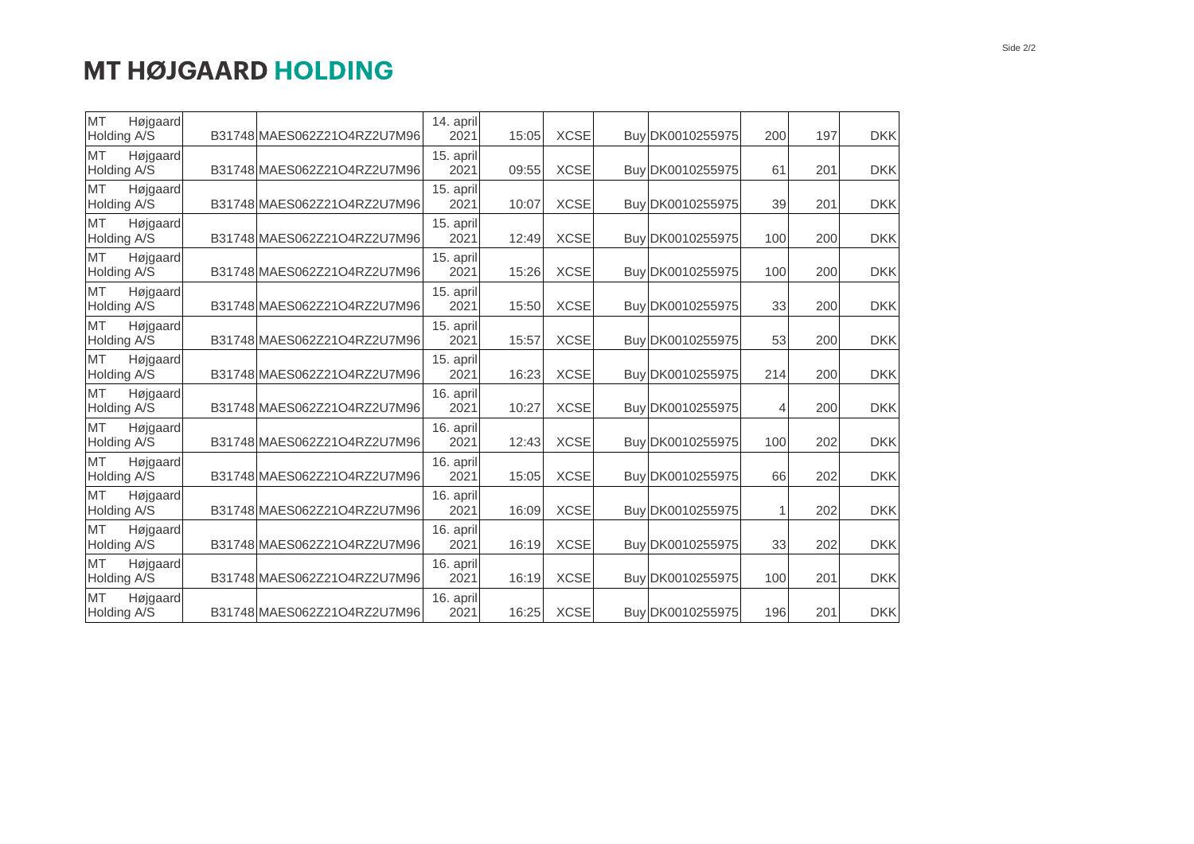# MT HØJGAARD HOLDING

| | | | | | | | | | | |
|---|---|---|---|---|---|---|---|---|---|---|
| MT Højgaard Holding A/S | B31748 | MAES062Z21O4RZ2U7M96 | 14. april 2021 | 15:05 | XCSE | Buy | DK0010255975 | 200 | 197 | DKK |
| MT Højgaard Holding A/S | B31748 | MAES062Z21O4RZ2U7M96 | 15. april 2021 | 09:55 | XCSE | Buy | DK0010255975 | 61 | 201 | DKK |
| MT Højgaard Holding A/S | B31748 | MAES062Z21O4RZ2U7M96 | 15. april 2021 | 10:07 | XCSE | Buy | DK0010255975 | 39 | 201 | DKK |
| MT Højgaard Holding A/S | B31748 | MAES062Z21O4RZ2U7M96 | 15. april 2021 | 12:49 | XCSE | Buy | DK0010255975 | 100 | 200 | DKK |
| MT Højgaard Holding A/S | B31748 | MAES062Z21O4RZ2U7M96 | 15. april 2021 | 15:26 | XCSE | Buy | DK0010255975 | 100 | 200 | DKK |
| MT Højgaard Holding A/S | B31748 | MAES062Z21O4RZ2U7M96 | 15. april 2021 | 15:50 | XCSE | Buy | DK0010255975 | 33 | 200 | DKK |
| MT Højgaard Holding A/S | B31748 | MAES062Z21O4RZ2U7M96 | 15. april 2021 | 15:57 | XCSE | Buy | DK0010255975 | 53 | 200 | DKK |
| MT Højgaard Holding A/S | B31748 | MAES062Z21O4RZ2U7M96 | 15. april 2021 | 16:23 | XCSE | Buy | DK0010255975 | 214 | 200 | DKK |
| MT Højgaard Holding A/S | B31748 | MAES062Z21O4RZ2U7M96 | 16. april 2021 | 10:27 | XCSE | Buy | DK0010255975 | 4 | 200 | DKK |
| MT Højgaard Holding A/S | B31748 | MAES062Z21O4RZ2U7M96 | 16. april 2021 | 12:43 | XCSE | Buy | DK0010255975 | 100 | 202 | DKK |
| MT Højgaard Holding A/S | B31748 | MAES062Z21O4RZ2U7M96 | 16. april 2021 | 15:05 | XCSE | Buy | DK0010255975 | 66 | 202 | DKK |
| MT Højgaard Holding A/S | B31748 | MAES062Z21O4RZ2U7M96 | 16. april 2021 | 16:09 | XCSE | Buy | DK0010255975 | 1 | 202 | DKK |
| MT Højgaard Holding A/S | B31748 | MAES062Z21O4RZ2U7M96 | 16. april 2021 | 16:19 | XCSE | Buy | DK0010255975 | 33 | 202 | DKK |
| MT Højgaard Holding A/S | B31748 | MAES062Z21O4RZ2U7M96 | 16. april 2021 | 16:19 | XCSE | Buy | DK0010255975 | 100 | 201 | DKK |
| MT Højgaard Holding A/S | B31748 | MAES062Z21O4RZ2U7M96 | 16. april 2021 | 16:25 | XCSE | Buy | DK0010255975 | 196 | 201 | DKK |